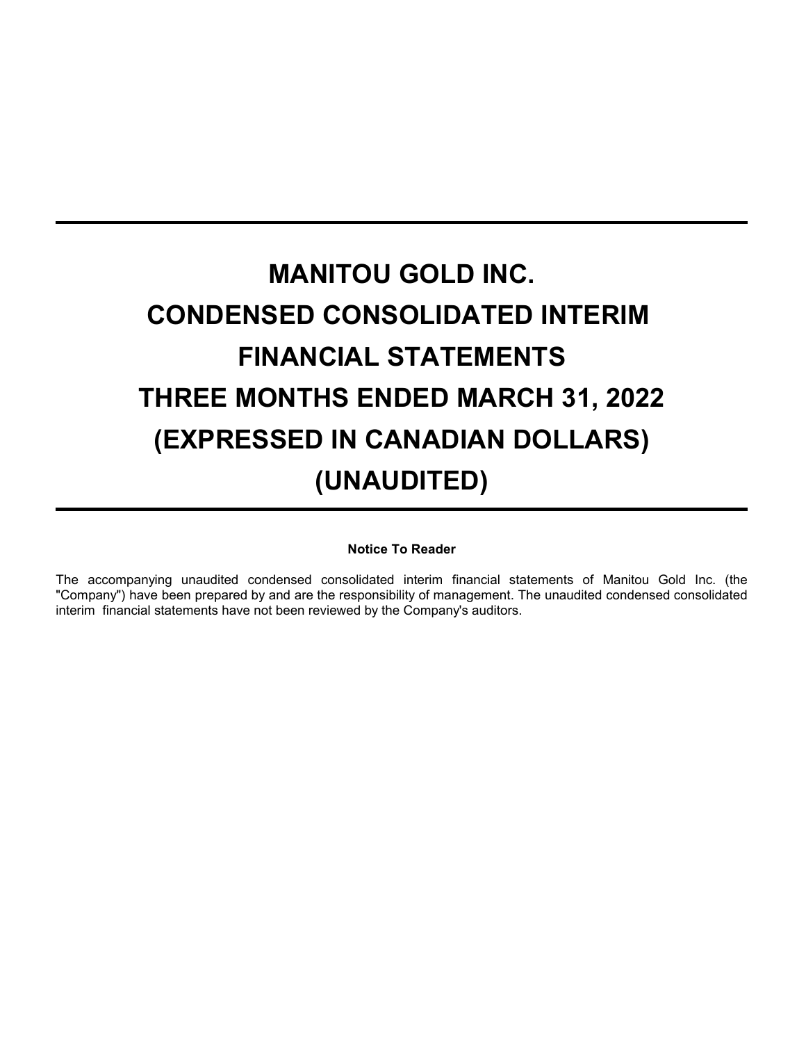# MANITOU GOLD INC.
# CONDENSED CONSOLIDATED INTERIM FINANCIAL STATEMENTS
# THREE MONTHS ENDED MARCH 31, 2022
# (EXPRESSED IN CANADIAN DOLLARS)
# (UNAUDITED)

**Notice To Reader**

The accompanying unaudited condensed consolidated interim financial statements of Manitou Gold Inc. (the "Company") have been prepared by and are the responsibility of management. The unaudited condensed consolidated interim financial statements have not been reviewed by the Company's auditors.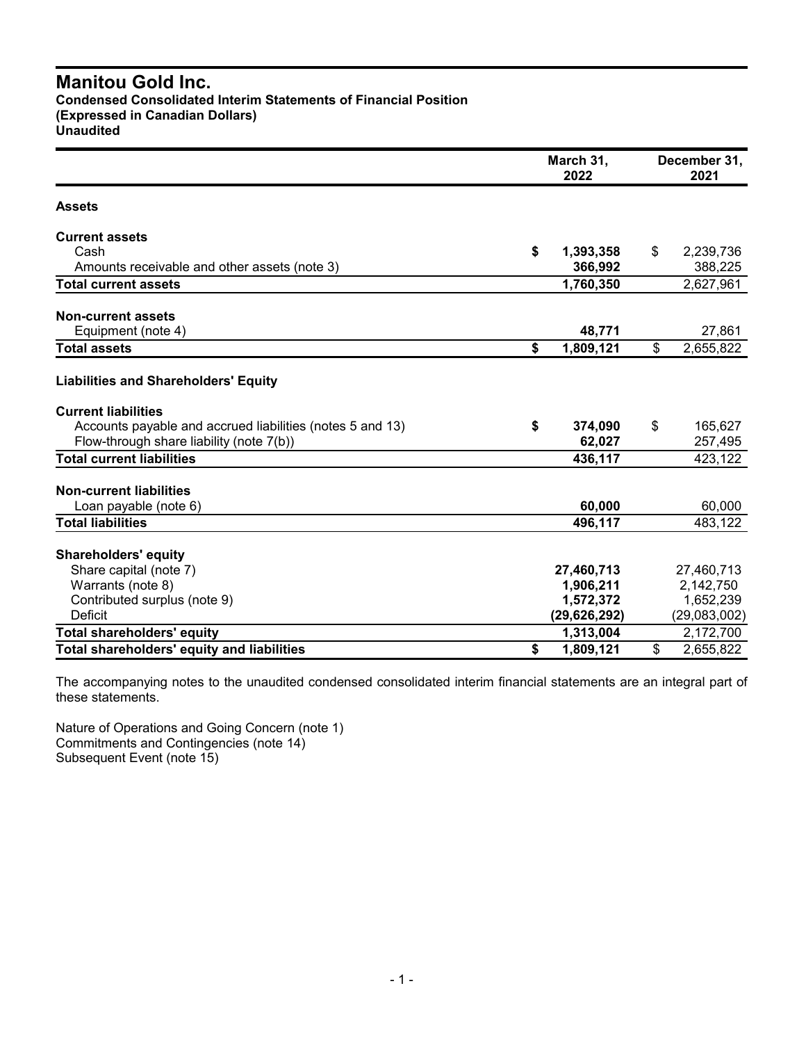# Manitou Gold Inc.

**Condensed Consolidated Interim Statements of Financial Position**
**(Expressed in Canadian Dollars)**
**Unaudited**

| | March 31, 2022 | December 31, 2021 |
|---|---|---|
| **Assets** | | |
| **Current assets** | | |
| Cash | **$ 1,393,358** | $ 2,239,736 |
| Amounts receivable and other assets (note 3) | **366,992** | 388,225 |
| **Total current assets** | **1,760,350** | 2,627,961 |
| **Non-current assets** | | |
| Equipment (note 4) | **48,771** | 27,861 |
| **Total assets** | **$ 1,809,121** | $ 2,655,822 |
| **Liabilities and Shareholders' Equity** | | |
| **Current liabilities** | | |
| Accounts payable and accrued liabilities (notes 5 and 13) | **$ 374,090** | $ 165,627 |
| Flow-through share liability (note 7(b)) | **62,027** | 257,495 |
| **Total current liabilities** | **436,117** | 423,122 |
| **Non-current liabilities** | | |
| Loan payable (note 6) | **60,000** | 60,000 |
| **Total liabilities** | **496,117** | 483,122 |
| **Shareholders' equity** | | |
| Share capital (note 7) | **27,460,713** | 27,460,713 |
| Warrants (note 8) | **1,906,211** | 2,142,750 |
| Contributed surplus (note 9) | **1,572,372** | 1,652,239 |
| Deficit | **(29,626,292)** | (29,083,002) |
| **Total shareholders' equity** | **1,313,004** | 2,172,700 |
| **Total shareholders' equity and liabilities** | **$ 1,809,121** | $ 2,655,822 |

The accompanying notes to the unaudited condensed consolidated interim financial statements are an integral part of these statements.

Nature of Operations and Going Concern (note 1)
Commitments and Contingencies (note 14)
Subsequent Event (note 15)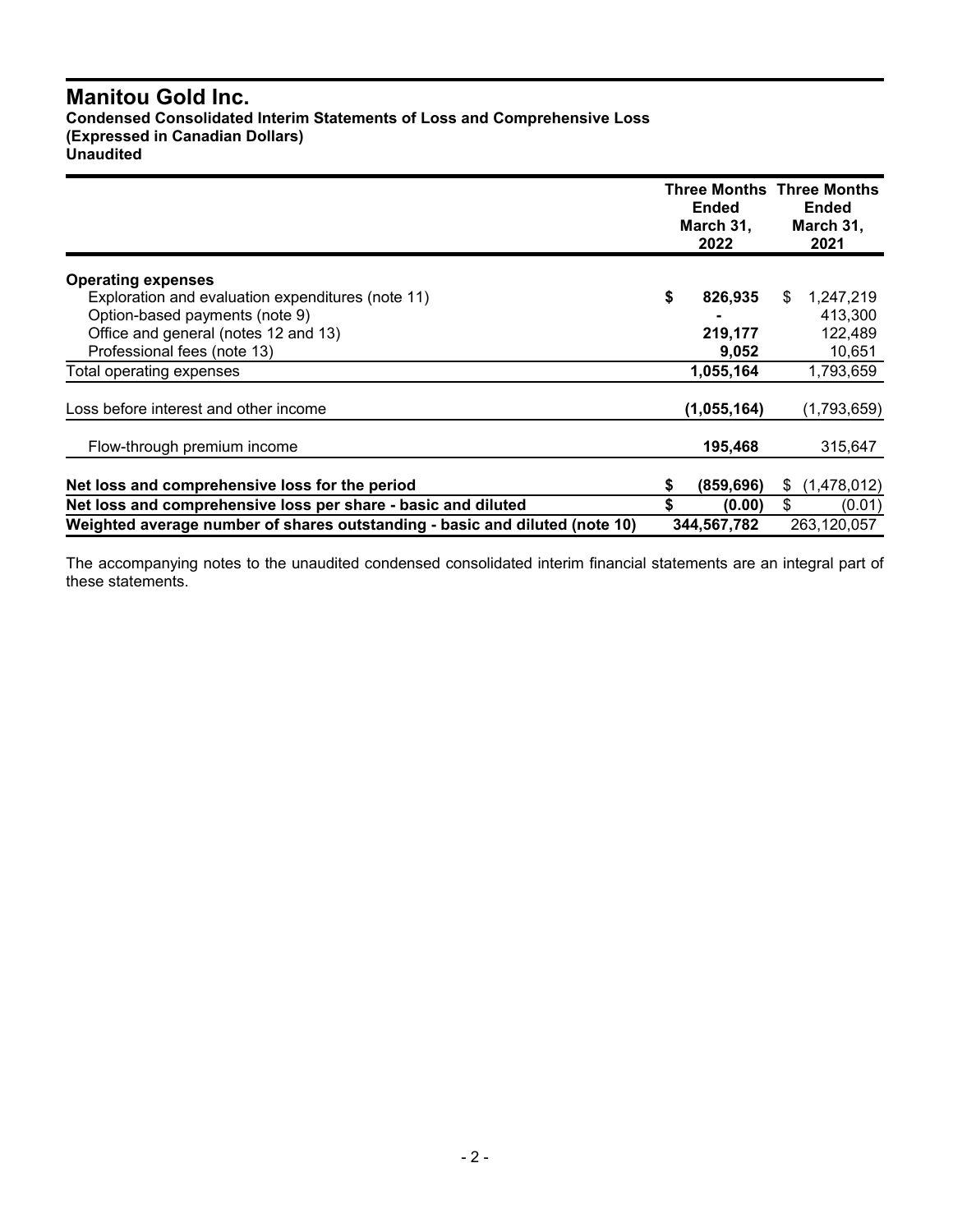# Manitou Gold Inc.

**Condensed Consolidated Interim Statements of Loss and Comprehensive Loss**
**(Expressed in Canadian Dollars)**
**Unaudited**

| | Three Months Ended March 31, 2022 | Three Months Ended March 31, 2021 |
|---|---|---|
| **Operating expenses** | | |
| Exploration and evaluation expenditures (note 11) | **$ 826,935** | $ 1,247,219 |
| Option-based payments (note 9) | **-** | 413,300 |
| Office and general (notes 12 and 13) | **219,177** | 122,489 |
| Professional fees (note 13) | **9,052** | 10,651 |
| Total operating expenses | **1,055,164** | 1,793,659 |
| Loss before interest and other income | **(1,055,164)** | (1,793,659) |
| Flow-through premium income | **195,468** | 315,647 |
| **Net loss and comprehensive loss for the period** | **$ (859,696)** | $ (1,478,012) |
| **Net loss and comprehensive loss per share - basic and diluted** | **$ (0.00)** | $ (0.01) |
| **Weighted average number of shares outstanding - basic and diluted (note 10)** | **344,567,782** | 263,120,057 |

The accompanying notes to the unaudited condensed consolidated interim financial statements are an integral part of these statements.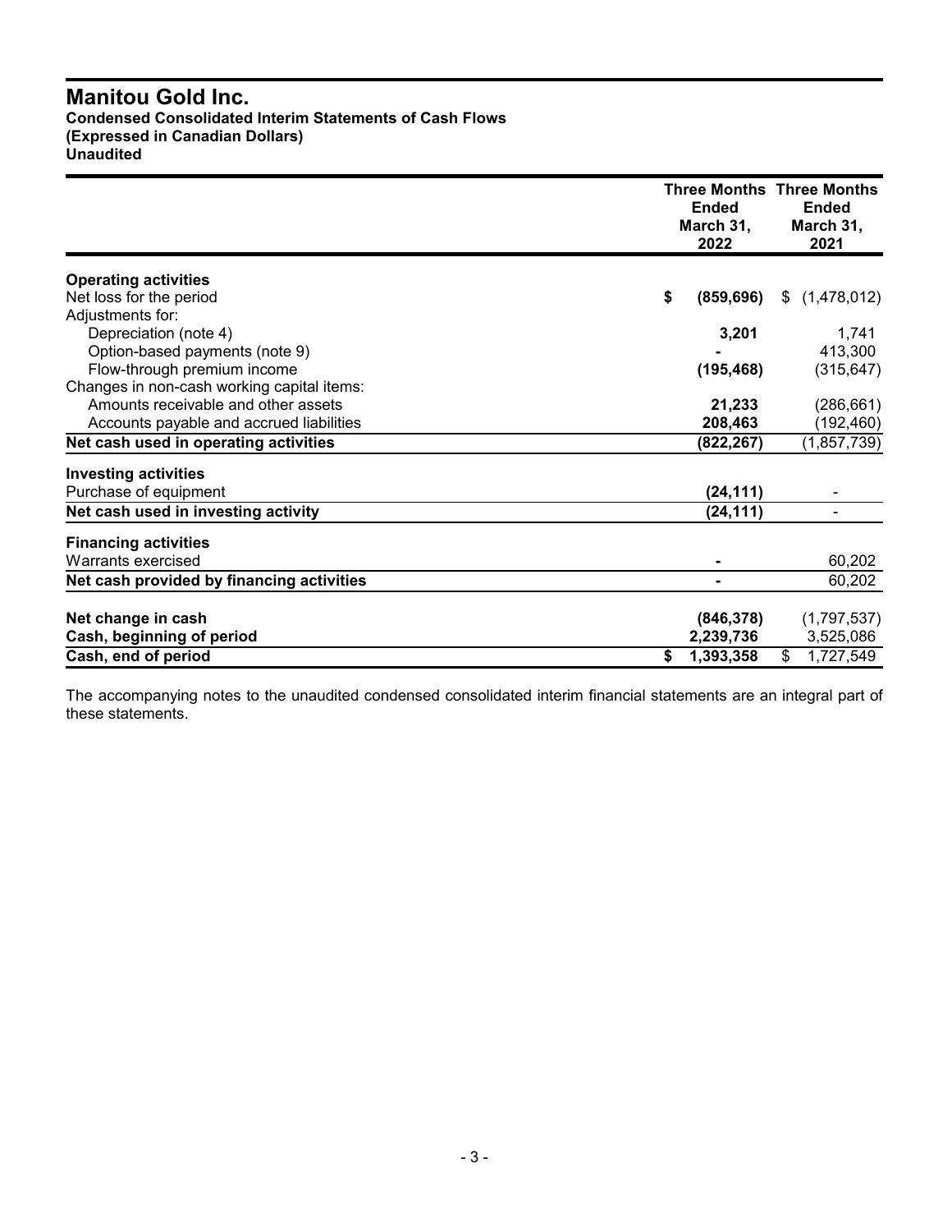# Manitou Gold Inc.

**Condensed Consolidated Interim Statements of Cash Flows**
**(Expressed in Canadian Dollars)**
**Unaudited**

| | Three Months Ended March 31, 2022 | Three Months Ended March 31, 2021 |
|---|---|---|
| **Operating activities** | | |
| Net loss for the period | **$ (859,696)** | $ (1,478,012) |
| Adjustments for: | | |
| Depreciation (note 4) | **3,201** | 1,741 |
| Option-based payments (note 9) | **-** | 413,300 |
| Flow-through premium income | **(195,468)** | (315,647) |
| Changes in non-cash working capital items: | | |
| Amounts receivable and other assets | **21,233** | (286,661) |
| Accounts payable and accrued liabilities | **208,463** | (192,460) |
| **Net cash used in operating activities** | **(822,267)** | (1,857,739) |
| **Investing activities** | | |
| Purchase of equipment | **(24,111)** | - |
| **Net cash used in investing activity** | **(24,111)** | - |
| **Financing activities** | | |
| Warrants exercised | **-** | 60,202 |
| **Net cash provided by financing activities** | **-** | 60,202 |
| **Net change in cash** | **(846,378)** | (1,797,537) |
| **Cash, beginning of period** | **2,239,736** | 3,525,086 |
| **Cash, end of period** | **$ 1,393,358** | $ 1,727,549 |

The accompanying notes to the unaudited condensed consolidated interim financial statements are an integral part of these statements.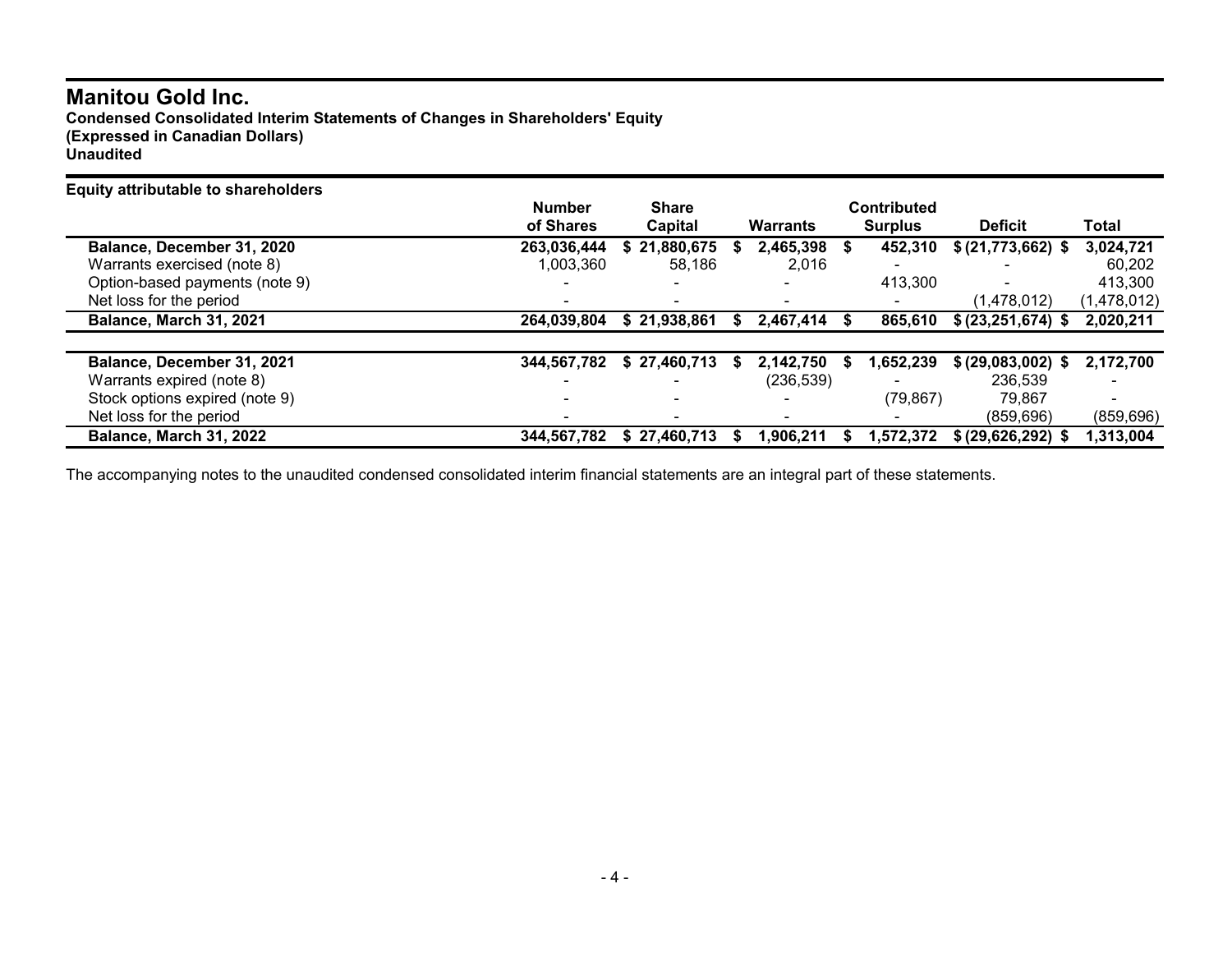# Manitou Gold Inc.

**Condensed Consolidated Interim Statements of Changes in Shareholders' Equity**
**(Expressed in Canadian Dollars)**
**Unaudited**

**Equity attributable to shareholders**

| | Number of Shares | Share Capital | Warrants | Contributed Surplus | Deficit | Total |
|---|---|---|---|---|---|---|
| **Balance, December 31, 2020** | **263,036,444** | **$ 21,880,675** | **$ 2,465,398** | **$ 452,310** | **$ (21,773,662)** | **$ 3,024,721** |
| Warrants exercised (note 8) | 1,003,360 | 58,186 | 2,016 | - | - | 60,202 |
| Option-based payments (note 9) | - | - | - | 413,300 | - | 413,300 |
| Net loss for the period | - | - | - | - | (1,478,012) | (1,478,012) |
| **Balance, March 31, 2021** | **264,039,804** | **$ 21,938,861** | **$ 2,467,414** | **$ 865,610** | **$ (23,251,674)** | **$ 2,020,211** |
| | | | | | | |
| **Balance, December 31, 2021** | **344,567,782** | **$ 27,460,713** | **$ 2,142,750** | **$ 1,652,239** | **$ (29,083,002)** | **$ 2,172,700** |
| Warrants expired (note 8) | - | - | (236,539) | - | 236,539 | - |
| Stock options expired (note 9) | - | - | - | (79,867) | 79,867 | - |
| Net loss for the period | - | - | - | - | (859,696) | (859,696) |
| **Balance, March 31, 2022** | **344,567,782** | **$ 27,460,713** | **$ 1,906,211** | **$ 1,572,372** | **$ (29,626,292)** | **$ 1,313,004** |

The accompanying notes to the unaudited condensed consolidated interim financial statements are an integral part of these statements.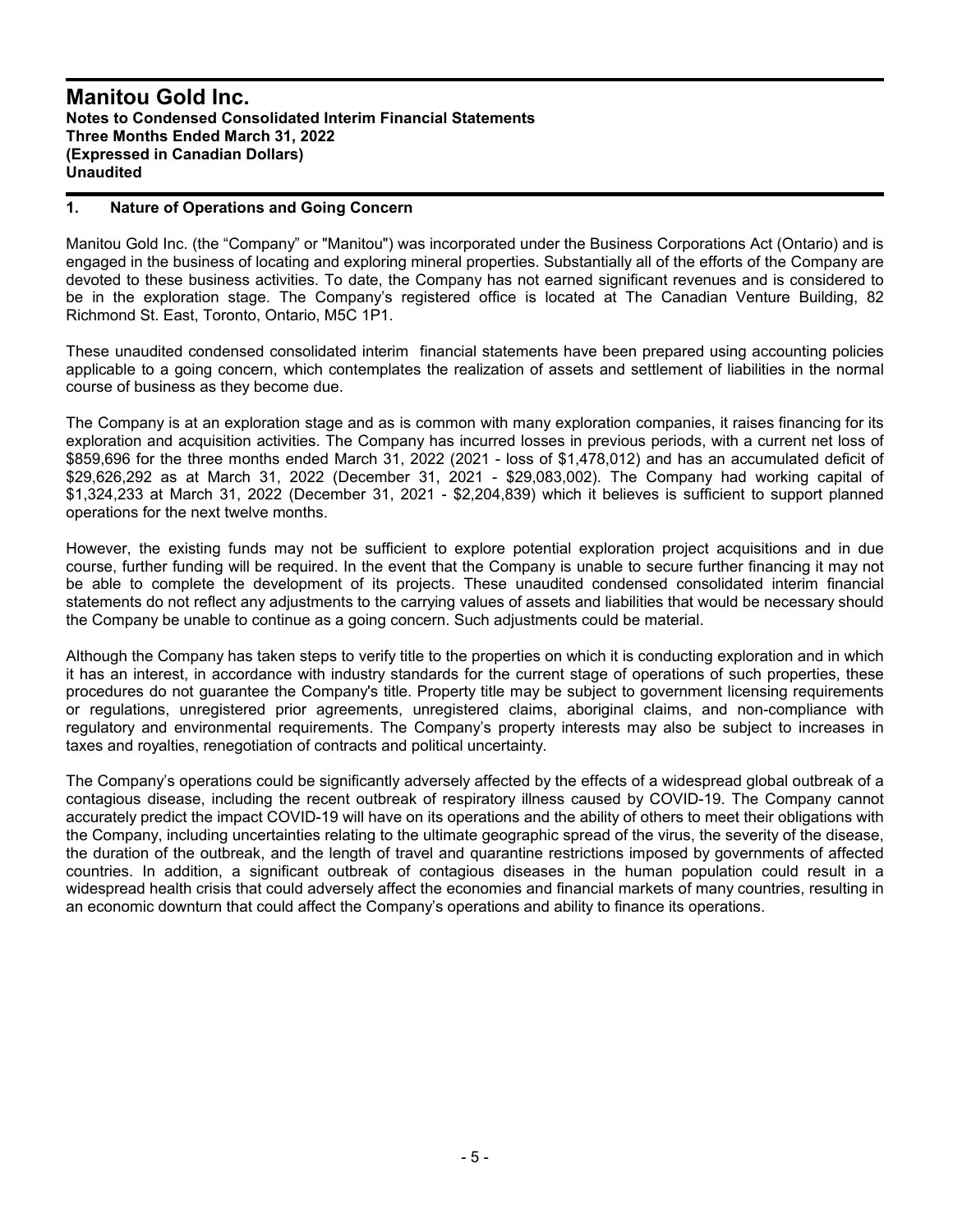# Manitou Gold Inc.

**Notes to Condensed Consolidated Interim Financial Statements**
**Three Months Ended March 31, 2022**
**(Expressed in Canadian Dollars)**
**Unaudited**

## 1. Nature of Operations and Going Concern

Manitou Gold Inc. (the "Company" or "Manitou") was incorporated under the Business Corporations Act (Ontario) and is engaged in the business of locating and exploring mineral properties. Substantially all of the efforts of the Company are devoted to these business activities. To date, the Company has not earned significant revenues and is considered to be in the exploration stage. The Company's registered office is located at The Canadian Venture Building, 82 Richmond St. East, Toronto, Ontario, M5C 1P1.

These unaudited condensed consolidated interim financial statements have been prepared using accounting policies applicable to a going concern, which contemplates the realization of assets and settlement of liabilities in the normal course of business as they become due.

The Company is at an exploration stage and as is common with many exploration companies, it raises financing for its exploration and acquisition activities. The Company has incurred losses in previous periods, with a current net loss of $859,696 for the three months ended March 31, 2022 (2021 - loss of $1,478,012) and has an accumulated deficit of $29,626,292 as at March 31, 2022 (December 31, 2021 - $29,083,002). The Company had working capital of $1,324,233 at March 31, 2022 (December 31, 2021 - $2,204,839) which it believes is sufficient to support planned operations for the next twelve months.

However, the existing funds may not be sufficient to explore potential exploration project acquisitions and in due course, further funding will be required. In the event that the Company is unable to secure further financing it may not be able to complete the development of its projects. These unaudited condensed consolidated interim financial statements do not reflect any adjustments to the carrying values of assets and liabilities that would be necessary should the Company be unable to continue as a going concern. Such adjustments could be material.

Although the Company has taken steps to verify title to the properties on which it is conducting exploration and in which it has an interest, in accordance with industry standards for the current stage of operations of such properties, these procedures do not guarantee the Company's title. Property title may be subject to government licensing requirements or regulations, unregistered prior agreements, unregistered claims, aboriginal claims, and non-compliance with regulatory and environmental requirements. The Company's property interests may also be subject to increases in taxes and royalties, renegotiation of contracts and political uncertainty.

The Company's operations could be significantly adversely affected by the effects of a widespread global outbreak of a contagious disease, including the recent outbreak of respiratory illness caused by COVID-19. The Company cannot accurately predict the impact COVID-19 will have on its operations and the ability of others to meet their obligations with the Company, including uncertainties relating to the ultimate geographic spread of the virus, the severity of the disease, the duration of the outbreak, and the length of travel and quarantine restrictions imposed by governments of affected countries. In addition, a significant outbreak of contagious diseases in the human population could result in a widespread health crisis that could adversely affect the economies and financial markets of many countries, resulting in an economic downturn that could affect the Company's operations and ability to finance its operations.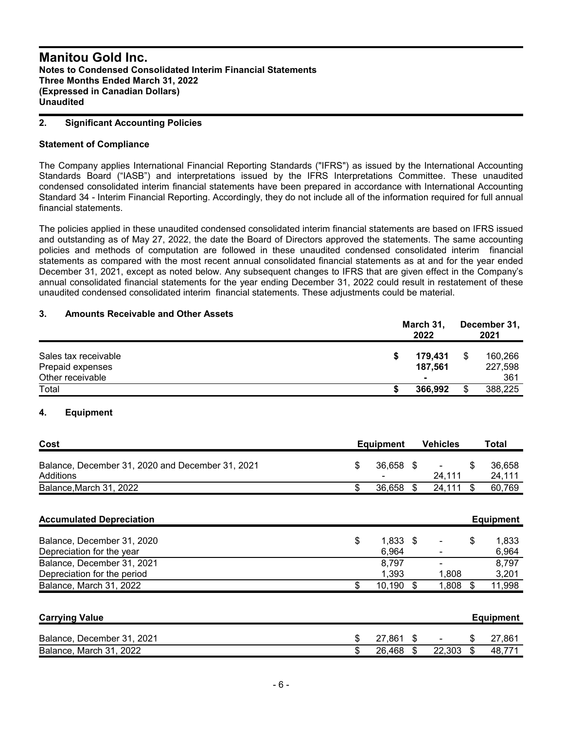## 2. Significant Accounting Policies

### Statement of Compliance

The Company applies International Financial Reporting Standards ("IFRS") as issued by the International Accounting Standards Board ("IASB") and interpretations issued by the IFRS Interpretations Committee. These unaudited condensed consolidated interim financial statements have been prepared in accordance with International Accounting Standard 34 - Interim Financial Reporting. Accordingly, they do not include all of the information required for full annual financial statements.

The policies applied in these unaudited condensed consolidated interim financial statements are based on IFRS issued and outstanding as of May 27, 2022, the date the Board of Directors approved the statements. The same accounting policies and methods of computation are followed in these unaudited condensed consolidated interim financial statements as compared with the most recent annual consolidated financial statements as at and for the year ended December 31, 2021, except as noted below. Any subsequent changes to IFRS that are given effect in the Company's annual consolidated financial statements for the year ending December 31, 2022 could result in restatement of these unaudited condensed consolidated interim financial statements. These adjustments could be material.

## 3. Amounts Receivable and Other Assets

| | March 31, 2022 | December 31, 2021 |
|---|---|---|
| Sales tax receivable | **$ 179,431** | $ 160,266 |
| Prepaid expenses | **187,561** | 227,598 |
| Other receivable | **-** | 361 |
| Total | **$ 366,992** | $ 388,225 |

## 4. Equipment

| Cost | Equipment | Vehicles | Total |
|---|---|---|---|
| Balance, December 31, 2020 and December 31, 2021 | $ 36,658 | $ - | $ 36,658 |
| Additions | - | 24,111 | 24,111 |
| Balance,March 31, 2022 | $ 36,658 | $ 24,111 | $ 60,769 |

| Accumulated Depreciation | | | Equipment |
|---|---|---|---|
| Balance, December 31, 2020 | $ 1,833 | $ - | $ 1,833 |
| Depreciation for the year | 6,964 | - | 6,964 |
| Balance, December 31, 2021 | 8,797 | - | 8,797 |
| Depreciation for the period | 1,393 | 1,808 | 3,201 |
| Balance, March 31, 2022 | $ 10,190 | $ 1,808 | $ 11,998 |

| Carrying Value | | | Equipment |
|---|---|---|---|
| Balance, December 31, 2021 | $ 27,861 | $ - | $ 27,861 |
| Balance, March 31, 2022 | $ 26,468 | $ 22,303 | $ 48,771 |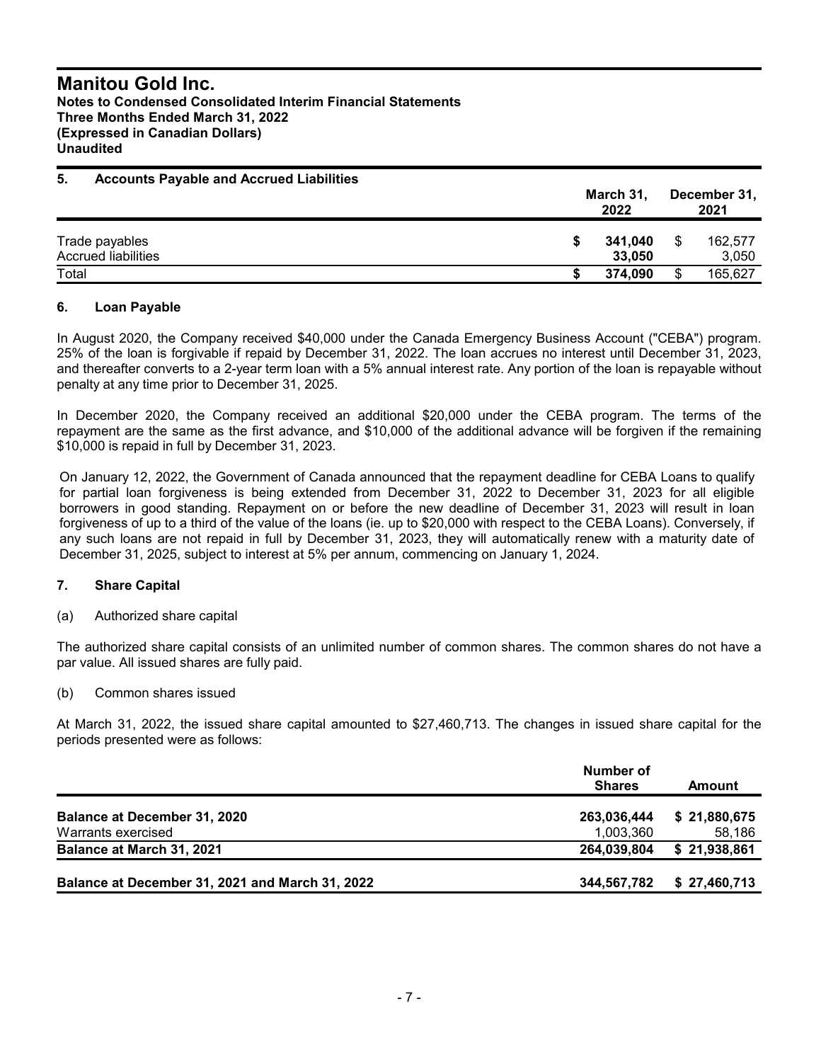# Manitou Gold Inc.
**Notes to Condensed Consolidated Interim Financial Statements**
**Three Months Ended March 31, 2022**
**(Expressed in Canadian Dollars)**
**Unaudited**

## 5. Accounts Payable and Accrued Liabilities

| | March 31, 2022 | December 31, 2021 |
|---|---|---|
| Trade payables | **$ 341,040** | $ 162,577 |
| Accrued liabilities | **33,050** | 3,050 |
| Total | **$ 374,090** | $ 165,627 |

## 6. Loan Payable

In August 2020, the Company received $40,000 under the Canada Emergency Business Account ("CEBA") program. 25% of the loan is forgivable if repaid by December 31, 2022. The loan accrues no interest until December 31, 2023, and thereafter converts to a 2-year term loan with a 5% annual interest rate. Any portion of the loan is repayable without penalty at any time prior to December 31, 2025.

In December 2020, the Company received an additional $20,000 under the CEBA program. The terms of the repayment are the same as the first advance, and $10,000 of the additional advance will be forgiven if the remaining $10,000 is repaid in full by December 31, 2023.

On January 12, 2022, the Government of Canada announced that the repayment deadline for CEBA Loans to qualify for partial loan forgiveness is being extended from December 31, 2022 to December 31, 2023 for all eligible borrowers in good standing. Repayment on or before the new deadline of December 31, 2023 will result in loan forgiveness of up to a third of the value of the loans (ie. up to $20,000 with respect to the CEBA Loans). Conversely, if any such loans are not repaid in full by December 31, 2023, they will automatically renew with a maturity date of December 31, 2025, subject to interest at 5% per annum, commencing on January 1, 2024.

## 7. Share Capital

(a) Authorized share capital

The authorized share capital consists of an unlimited number of common shares. The common shares do not have a par value. All issued shares are fully paid.

(b) Common shares issued

At March 31, 2022, the issued share capital amounted to $27,460,713. The changes in issued share capital for the periods presented were as follows:

| | Number of Shares | Amount |
|---|---|---|
| **Balance at December 31, 2020** | **263,036,444** | **$ 21,880,675** |
| Warrants exercised | 1,003,360 | 58,186 |
| **Balance at March 31, 2021** | **264,039,804** | **$ 21,938,861** |
| **Balance at December 31, 2021 and March 31, 2022** | **344,567,782** | **$ 27,460,713** |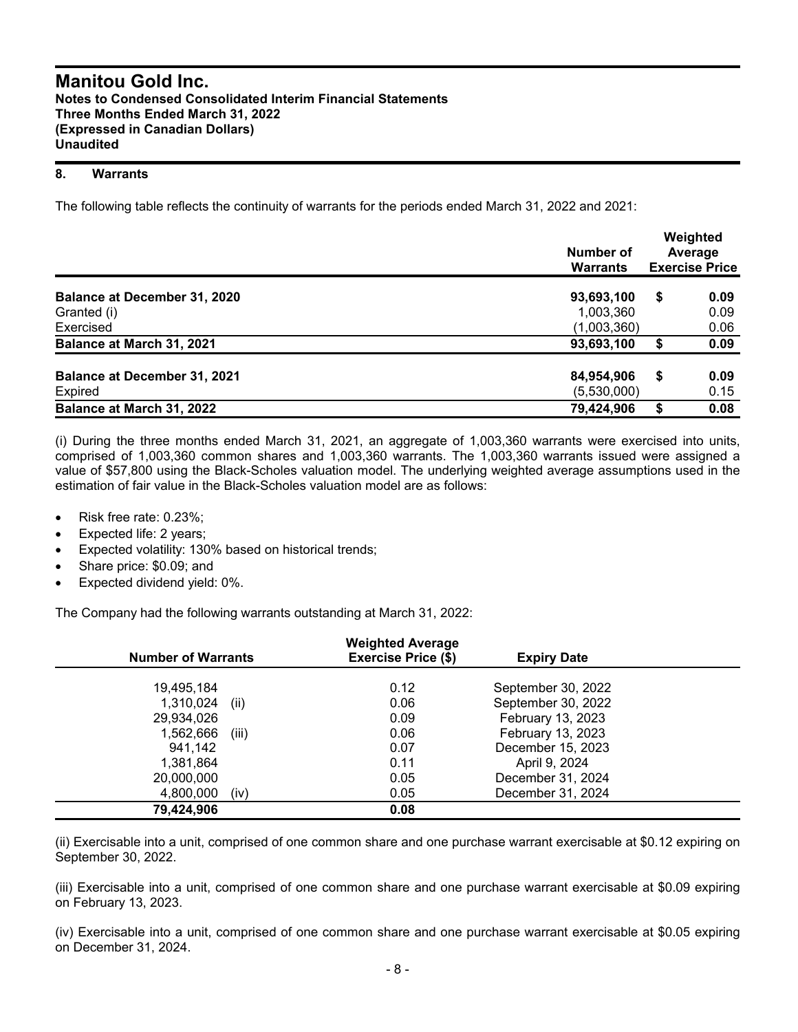## 8. Warrants

The following table reflects the continuity of warrants for the periods ended March 31, 2022 and 2021:

| | Number of Warrants | Weighted Average Exercise Price |
|---|---|---|
| **Balance at December 31, 2020** | **93,693,100** | **$ 0.09** |
| Granted (i) | 1,003,360 | 0.09 |
| Exercised | (1,003,360) | 0.06 |
| **Balance at March 31, 2021** | **93,693,100** | **$ 0.09** |
| | | |
| **Balance at December 31, 2021** | **84,954,906** | **$ 0.09** |
| Expired | (5,530,000) | 0.15 |
| **Balance at March 31, 2022** | **79,424,906** | **$ 0.08** |

(i) During the three months ended March 31, 2021, an aggregate of 1,003,360 warrants were exercised into units, comprised of 1,003,360 common shares and 1,003,360 warrants. The 1,003,360 warrants issued were assigned a value of $57,800 using the Black-Scholes valuation model. The underlying weighted average assumptions used in the estimation of fair value in the Black-Scholes valuation model are as follows:

- Risk free rate: 0.23%;
- Expected life: 2 years;
- Expected volatility: 130% based on historical trends;
- Share price: $0.09; and
- Expected dividend yield: 0%.

The Company had the following warrants outstanding at March 31, 2022:

| Number of Warrants | Weighted Average Exercise Price ($) | Expiry Date |
|---|---|---|
| 19,495,184 | 0.12 | September 30, 2022 |
| 1,310,024 (ii) | 0.06 | September 30, 2022 |
| 29,934,026 | 0.09 | February 13, 2023 |
| 1,562,666 (iii) | 0.06 | February 13, 2023 |
| 941,142 | 0.07 | December 15, 2023 |
| 1,381,864 | 0.11 | April 9, 2024 |
| 20,000,000 | 0.05 | December 31, 2024 |
| 4,800,000 (iv) | 0.05 | December 31, 2024 |
| **79,424,906** | **0.08** | |

(ii) Exercisable into a unit, comprised of one common share and one purchase warrant exercisable at $0.12 expiring on September 30, 2022.

(iii) Exercisable into a unit, comprised of one common share and one purchase warrant exercisable at $0.09 expiring on February 13, 2023.

(iv) Exercisable into a unit, comprised of one common share and one purchase warrant exercisable at $0.05 expiring on December 31, 2024.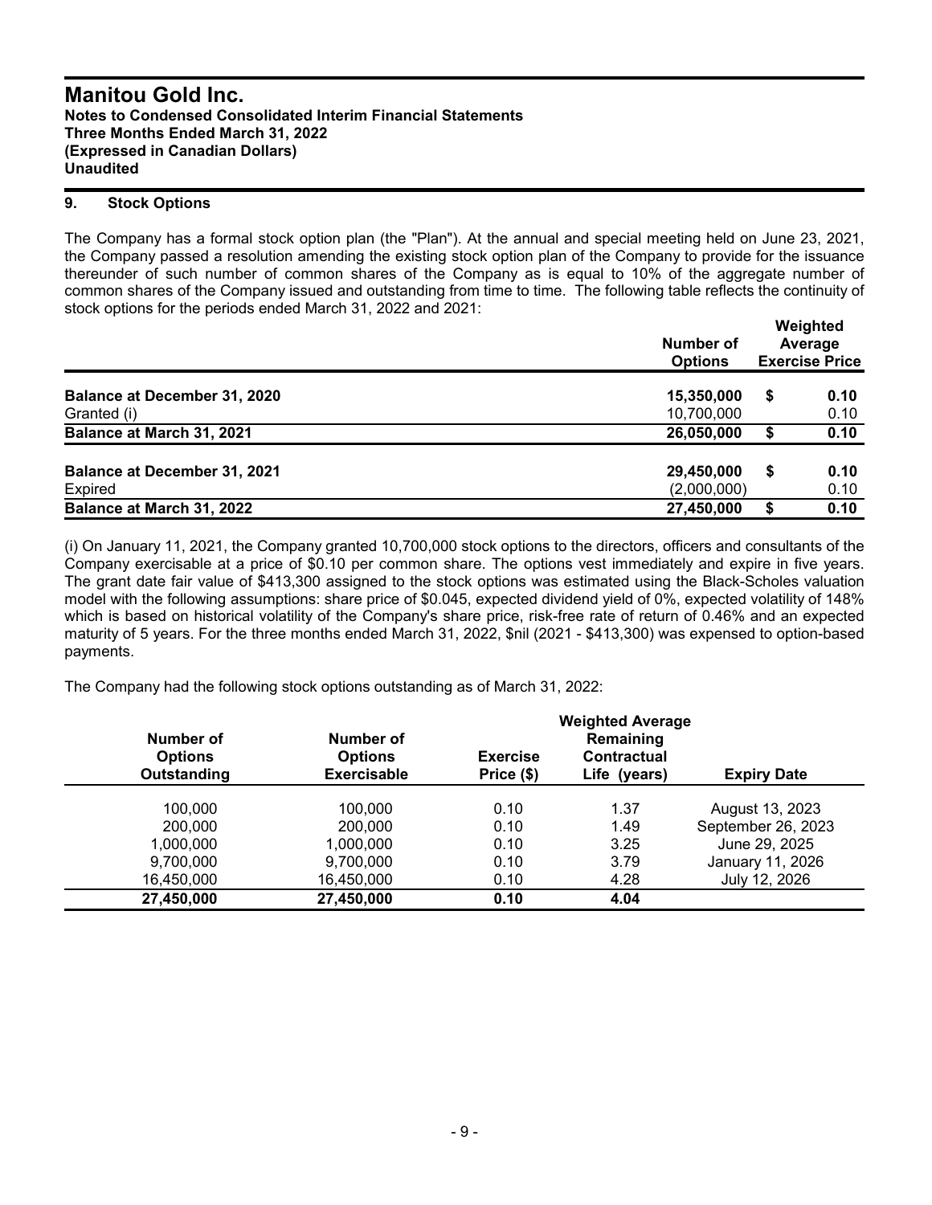# Manitou Gold Inc.

**Notes to Condensed Consolidated Interim Financial Statements**
**Three Months Ended March 31, 2022**
**(Expressed in Canadian Dollars)**
**Unaudited**

## 9. Stock Options

The Company has a formal stock option plan (the "Plan"). At the annual and special meeting held on June 23, 2021, the Company passed a resolution amending the existing stock option plan of the Company to provide for the issuance thereunder of such number of common shares of the Company as is equal to 10% of the aggregate number of common shares of the Company issued and outstanding from time to time. The following table reflects the continuity of stock options for the periods ended March 31, 2022 and 2021:

| | Number of Options | Weighted Average Exercise Price |
|---|---|---|
| **Balance at December 31, 2020** | **15,350,000** | **$ 0.10** |
| Granted (i) | 10,700,000 | 0.10 |
| **Balance at March 31, 2021** | **26,050,000** | **$ 0.10** |
| | | |
| **Balance at December 31, 2021** | **29,450,000** | **$ 0.10** |
| Expired | (2,000,000) | 0.10 |
| **Balance at March 31, 2022** | **27,450,000** | **$ 0.10** |

(i) On January 11, 2021, the Company granted 10,700,000 stock options to the directors, officers and consultants of the Company exercisable at a price of $0.10 per common share. The options vest immediately and expire in five years. The grant date fair value of $413,300 assigned to the stock options was estimated using the Black-Scholes valuation model with the following assumptions: share price of $0.045, expected dividend yield of 0%, expected volatility of 148% which is based on historical volatility of the Company's share price, risk-free rate of return of 0.46% and an expected maturity of 5 years. For the three months ended March 31, 2022, $nil (2021 - $413,300) was expensed to option-based payments.

The Company had the following stock options outstanding as of March 31, 2022:

| Number of Options Outstanding | Number of Options Exercisable | Exercise Price ($) | Weighted Average Remaining Contractual Life (years) | Expiry Date |
|---|---|---|---|---|
| 100,000 | 100,000 | 0.10 | 1.37 | August 13, 2023 |
| 200,000 | 200,000 | 0.10 | 1.49 | September 26, 2023 |
| 1,000,000 | 1,000,000 | 0.10 | 3.25 | June 29, 2025 |
| 9,700,000 | 9,700,000 | 0.10 | 3.79 | January 11, 2026 |
| 16,450,000 | 16,450,000 | 0.10 | 4.28 | July 12, 2026 |
| **27,450,000** | **27,450,000** | **0.10** | **4.04** | |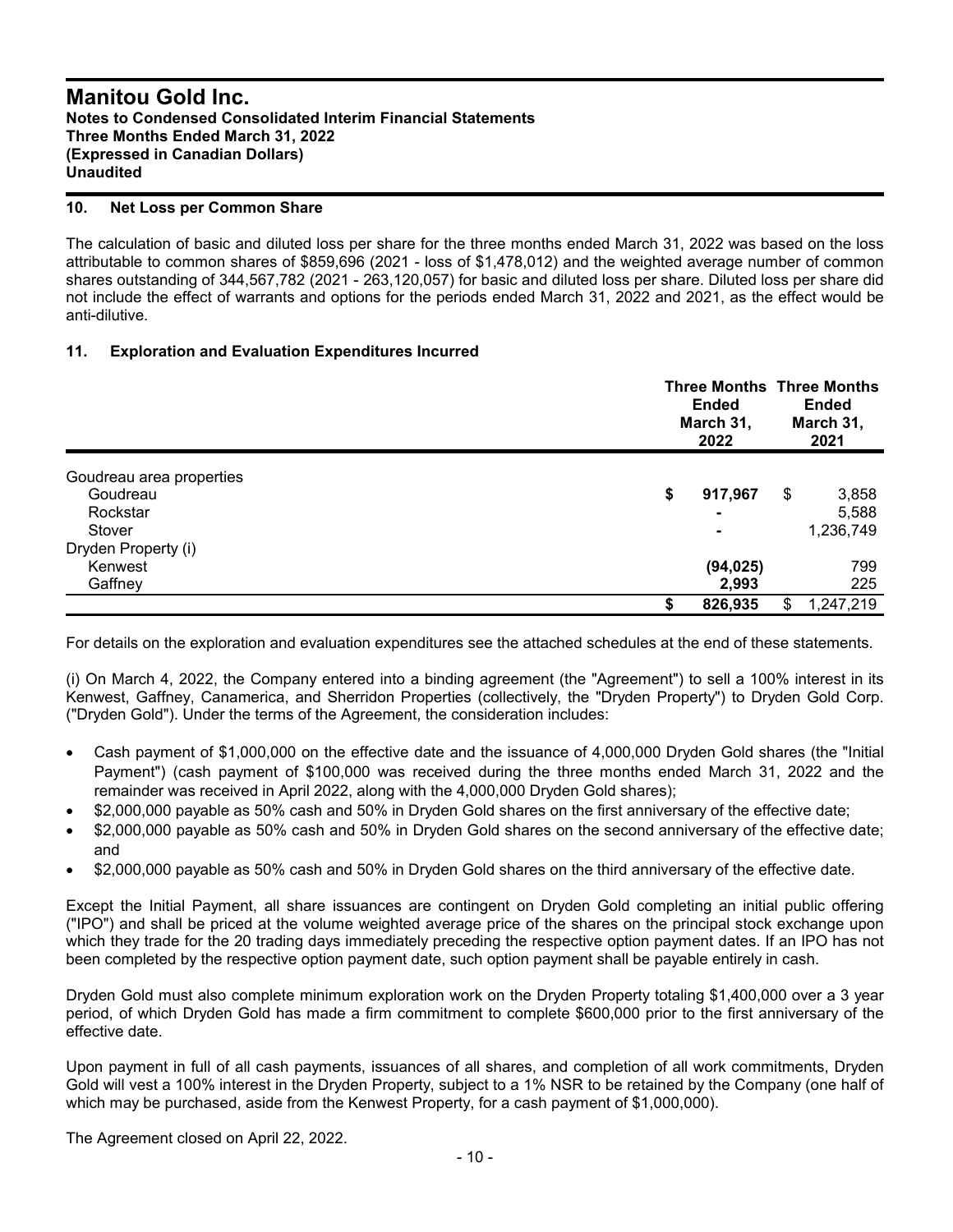## 10. Net Loss per Common Share

The calculation of basic and diluted loss per share for the three months ended March 31, 2022 was based on the loss attributable to common shares of $859,696 (2021 - loss of $1,478,012) and the weighted average number of common shares outstanding of 344,567,782 (2021 - 263,120,057) for basic and diluted loss per share. Diluted loss per share did not include the effect of warrants and options for the periods ended March 31, 2022 and 2021, as the effect would be anti-dilutive.

## 11. Exploration and Evaluation Expenditures Incurred

| | Three Months Ended March 31, 2022 | Three Months Ended March 31, 2021 |
|---|---|---|
| Goudreau area properties | | |
| Goudreau | **$ 917,967** | $ 3,858 |
| Rockstar | **-** | 5,588 |
| Stover | **-** | 1,236,749 |
| Dryden Property (i) | | |
| Kenwest | **(94,025)** | 799 |
| Gaffney | **2,993** | 225 |
| | **$ 826,935** | $ 1,247,219 |

For details on the exploration and evaluation expenditures see the attached schedules at the end of these statements.

(i) On March 4, 2022, the Company entered into a binding agreement (the "Agreement") to sell a 100% interest in its Kenwest, Gaffney, Canamerica, and Sherridon Properties (collectively, the "Dryden Property") to Dryden Gold Corp. ("Dryden Gold"). Under the terms of the Agreement, the consideration includes:

- Cash payment of $1,000,000 on the effective date and the issuance of 4,000,000 Dryden Gold shares (the "Initial Payment") (cash payment of $100,000 was received during the three months ended March 31, 2022 and the remainder was received in April 2022, along with the 4,000,000 Dryden Gold shares);
- $2,000,000 payable as 50% cash and 50% in Dryden Gold shares on the first anniversary of the effective date;
- $2,000,000 payable as 50% cash and 50% in Dryden Gold shares on the second anniversary of the effective date; and
- $2,000,000 payable as 50% cash and 50% in Dryden Gold shares on the third anniversary of the effective date.

Except the Initial Payment, all share issuances are contingent on Dryden Gold completing an initial public offering ("IPO") and shall be priced at the volume weighted average price of the shares on the principal stock exchange upon which they trade for the 20 trading days immediately preceding the respective option payment dates. If an IPO has not been completed by the respective option payment date, such option payment shall be payable entirely in cash.

Dryden Gold must also complete minimum exploration work on the Dryden Property totaling $1,400,000 over a 3 year period, of which Dryden Gold has made a firm commitment to complete $600,000 prior to the first anniversary of the effective date.

Upon payment in full of all cash payments, issuances of all shares, and completion of all work commitments, Dryden Gold will vest a 100% interest in the Dryden Property, subject to a 1% NSR to be retained by the Company (one half of which may be purchased, aside from the Kenwest Property, for a cash payment of $1,000,000).

The Agreement closed on April 22, 2022.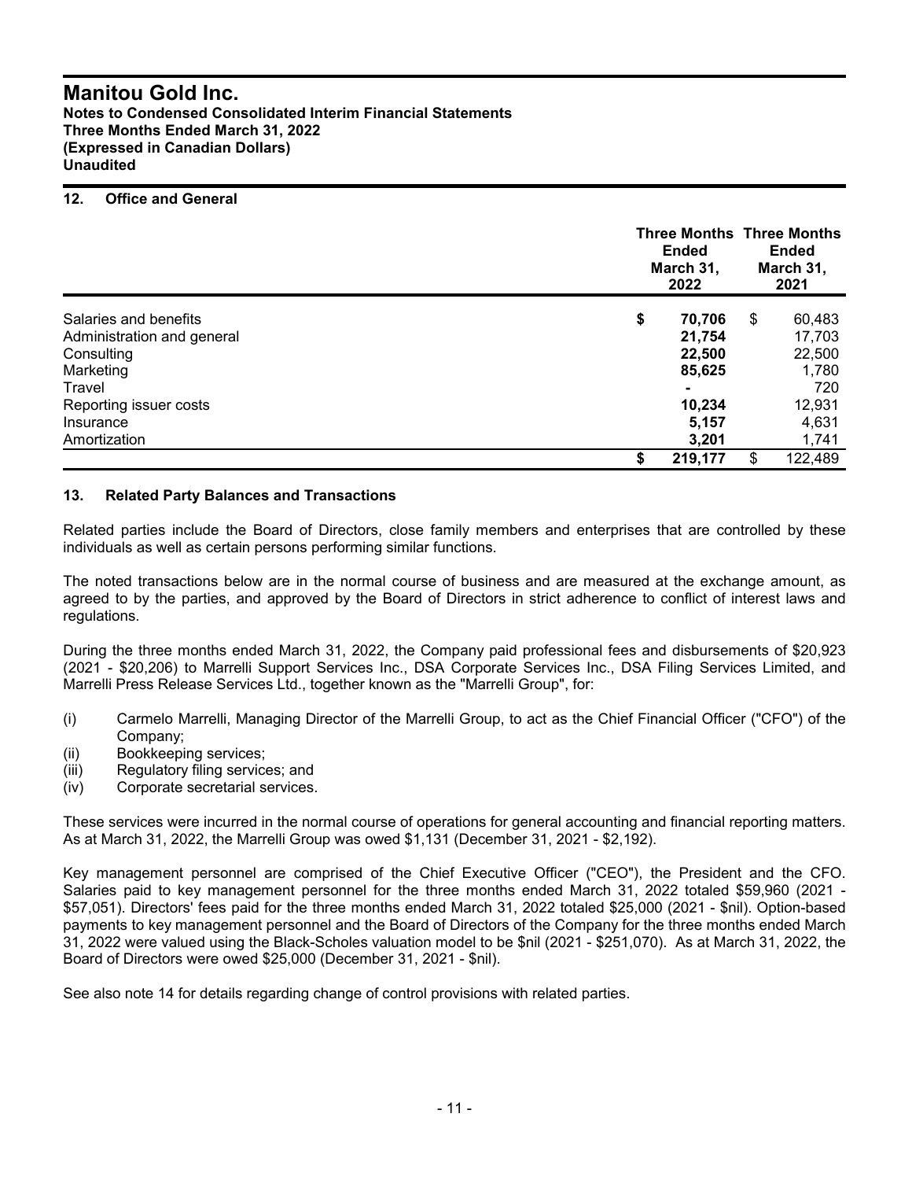# Manitou Gold Inc.
**Notes to Condensed Consolidated Interim Financial Statements**
**Three Months Ended March 31, 2022**
**(Expressed in Canadian Dollars)**
**Unaudited**

## 12. Office and General

| | Three Months Ended March 31, 2022 | Three Months Ended March 31, 2021 |
|---|---|---|
| Salaries and benefits | **$ 70,706** | $ 60,483 |
| Administration and general | **21,754** | 17,703 |
| Consulting | **22,500** | 22,500 |
| Marketing | **85,625** | 1,780 |
| Travel | **-** | 720 |
| Reporting issuer costs | **10,234** | 12,931 |
| Insurance | **5,157** | 4,631 |
| Amortization | **3,201** | 1,741 |
| | **$ 219,177** | $ 122,489 |

## 13. Related Party Balances and Transactions

Related parties include the Board of Directors, close family members and enterprises that are controlled by these individuals as well as certain persons performing similar functions.

The noted transactions below are in the normal course of business and are measured at the exchange amount, as agreed to by the parties, and approved by the Board of Directors in strict adherence to conflict of interest laws and regulations.

During the three months ended March 31, 2022, the Company paid professional fees and disbursements of $20,923 (2021 - $20,206) to Marrelli Support Services Inc., DSA Corporate Services Inc., DSA Filing Services Limited, and Marrelli Press Release Services Ltd., together known as the "Marrelli Group", for:

(i) Carmelo Marrelli, Managing Director of the Marrelli Group, to act as the Chief Financial Officer ("CFO") of the Company;
(ii) Bookkeeping services;
(iii) Regulatory filing services; and
(iv) Corporate secretarial services.

These services were incurred in the normal course of operations for general accounting and financial reporting matters. As at March 31, 2022, the Marrelli Group was owed $1,131 (December 31, 2021 - $2,192).

Key management personnel are comprised of the Chief Executive Officer ("CEO"), the President and the CFO. Salaries paid to key management personnel for the three months ended March 31, 2022 totaled $59,960 (2021 - $57,051). Directors' fees paid for the three months ended March 31, 2022 totaled $25,000 (2021 - $nil). Option-based payments to key management personnel and the Board of Directors of the Company for the three months ended March 31, 2022 were valued using the Black-Scholes valuation model to be $nil (2021 - $251,070). As at March 31, 2022, the Board of Directors were owed $25,000 (December 31, 2021 - $nil).

See also note 14 for details regarding change of control provisions with related parties.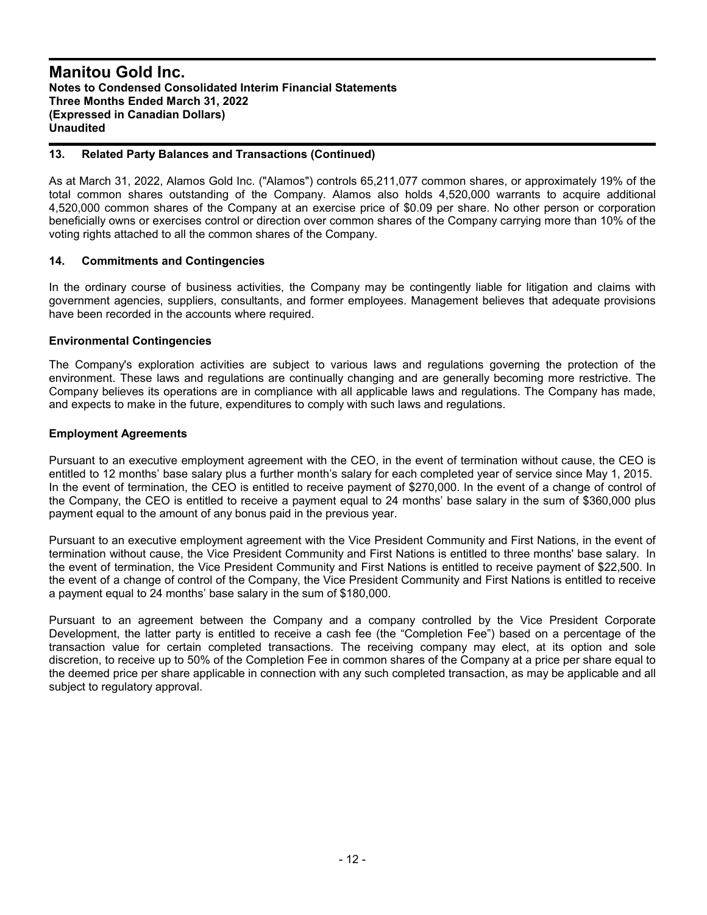## 13. Related Party Balances and Transactions (Continued)

As at March 31, 2022, Alamos Gold Inc. ("Alamos") controls 65,211,077 common shares, or approximately 19% of the total common shares outstanding of the Company. Alamos also holds 4,520,000 warrants to acquire additional 4,520,000 common shares of the Company at an exercise price of $0.09 per share. No other person or corporation beneficially owns or exercises control or direction over common shares of the Company carrying more than 10% of the voting rights attached to all the common shares of the Company.

## 14. Commitments and Contingencies

In the ordinary course of business activities, the Company may be contingently liable for litigation and claims with government agencies, suppliers, consultants, and former employees. Management believes that adequate provisions have been recorded in the accounts where required.

### Environmental Contingencies

The Company's exploration activities are subject to various laws and regulations governing the protection of the environment. These laws and regulations are continually changing and are generally becoming more restrictive. The Company believes its operations are in compliance with all applicable laws and regulations. The Company has made, and expects to make in the future, expenditures to comply with such laws and regulations.

### Employment Agreements

Pursuant to an executive employment agreement with the CEO, in the event of termination without cause, the CEO is entitled to 12 months' base salary plus a further month's salary for each completed year of service since May 1, 2015. In the event of termination, the CEO is entitled to receive payment of $270,000. In the event of a change of control of the Company, the CEO is entitled to receive a payment equal to 24 months' base salary in the sum of $360,000 plus payment equal to the amount of any bonus paid in the previous year.

Pursuant to an executive employment agreement with the Vice President Community and First Nations, in the event of termination without cause, the Vice President Community and First Nations is entitled to three months' base salary. In the event of termination, the Vice President Community and First Nations is entitled to receive payment of $22,500. In the event of a change of control of the Company, the Vice President Community and First Nations is entitled to receive a payment equal to 24 months' base salary in the sum of $180,000.

Pursuant to an agreement between the Company and a company controlled by the Vice President Corporate Development, the latter party is entitled to receive a cash fee (the "Completion Fee") based on a percentage of the transaction value for certain completed transactions. The receiving company may elect, at its option and sole discretion, to receive up to 50% of the Completion Fee in common shares of the Company at a price per share equal to the deemed price per share applicable in connection with any such completed transaction, as may be applicable and all subject to regulatory approval.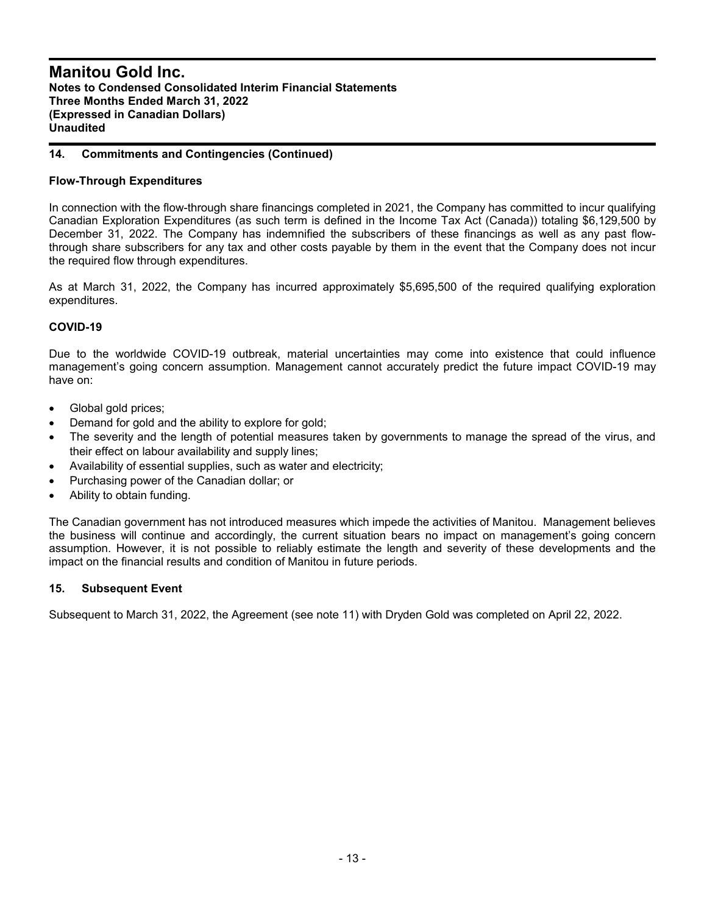## 14. Commitments and Contingencies (Continued)

### Flow-Through Expenditures

In connection with the flow-through share financings completed in 2021, the Company has committed to incur qualifying Canadian Exploration Expenditures (as such term is defined in the Income Tax Act (Canada)) totaling $6,129,500 by December 31, 2022. The Company has indemnified the subscribers of these financings as well as any past flow-through share subscribers for any tax and other costs payable by them in the event that the Company does not incur the required flow through expenditures.

As at March 31, 2022, the Company has incurred approximately $5,695,500 of the required qualifying exploration expenditures.

### COVID-19

Due to the worldwide COVID-19 outbreak, material uncertainties may come into existence that could influence management's going concern assumption. Management cannot accurately predict the future impact COVID-19 may have on:

- Global gold prices;
- Demand for gold and the ability to explore for gold;
- The severity and the length of potential measures taken by governments to manage the spread of the virus, and their effect on labour availability and supply lines;
- Availability of essential supplies, such as water and electricity;
- Purchasing power of the Canadian dollar; or
- Ability to obtain funding.

The Canadian government has not introduced measures which impede the activities of Manitou. Management believes the business will continue and accordingly, the current situation bears no impact on management's going concern assumption. However, it is not possible to reliably estimate the length and severity of these developments and the impact on the financial results and condition of Manitou in future periods.

## 15. Subsequent Event

Subsequent to March 31, 2022, the Agreement (see note 11) with Dryden Gold was completed on April 22, 2022.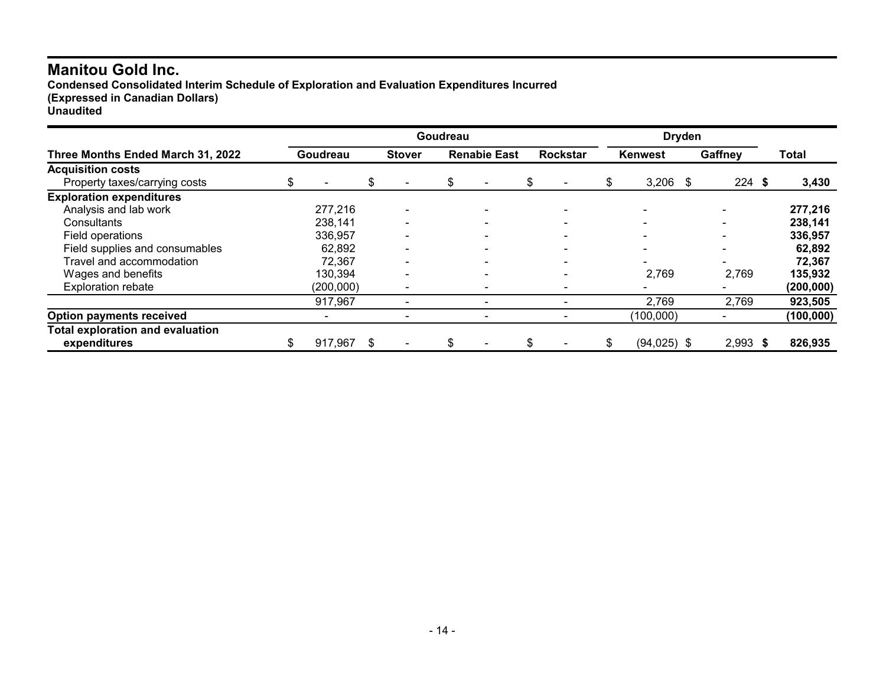# Manitou Gold Inc.

**Condensed Consolidated Interim Schedule of Exploration and Evaluation Expenditures Incurred**
**(Expressed in Canadian Dollars)**
**Unaudited**

| | Goudreau | | | | Dryden | | |
|---|---|---|---|---|---|---|---|
| **Three Months Ended March 31, 2022** | **Goudreau** | **Stover** | **Renabie East** | **Rockstar** | **Kenwest** | **Gaffney** | **Total** |
| **Acquisition costs** | | | | | | | |
| Property taxes/carrying costs | $ - | $ - | $ - | $ - | $ 3,206 | $ 224 | **$ 3,430** |
| **Exploration expenditures** | | | | | | | |
| Analysis and lab work | 277,216 | - | - | - | - | - | **277,216** |
| Consultants | 238,141 | - | - | - | - | - | **238,141** |
| Field operations | 336,957 | - | - | - | - | - | **336,957** |
| Field supplies and consumables | 62,892 | - | - | - | - | - | **62,892** |
| Travel and accommodation | 72,367 | - | - | - | - | - | **72,367** |
| Wages and benefits | 130,394 | - | - | - | 2,769 | 2,769 | **135,932** |
| Exploration rebate | (200,000) | - | - | - | - | - | **(200,000)** |
| | 917,967 | - | - | - | 2,769 | 2,769 | **923,505** |
| **Option payments received** | - | - | - | - | (100,000) | - | **(100,000)** |
| **Total exploration and evaluation expenditures** | $ 917,967 | $ - | $ - | $ - | $ (94,025) | $ 2,993 | **$ 826,935** |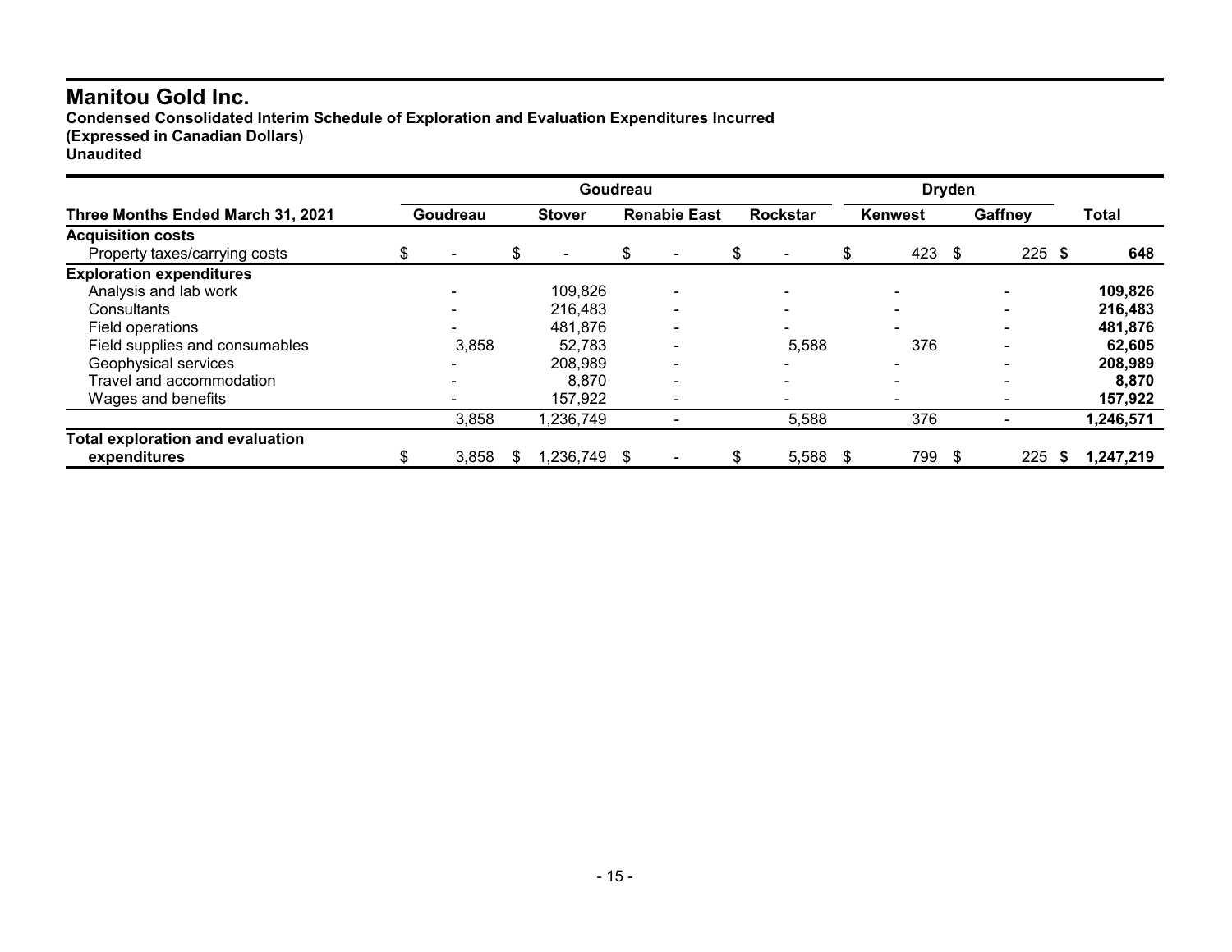# Manitou Gold Inc.

**Condensed Consolidated Interim Schedule of Exploration and Evaluation Expenditures Incurred**
**(Expressed in Canadian Dollars)**
**Unaudited**

| | Goudreau | | | | Dryden | | |
|---|---|---|---|---|---|---|---|
| **Three Months Ended March 31, 2021** | **Goudreau** | **Stover** | **Renabie East** | **Rockstar** | **Kenwest** | **Gaffney** | **Total** |
| **Acquisition costs** | | | | | | | |
| Property taxes/carrying costs | $ - | $ - | $ - | $ - | $ 423 | $ 225 | **$ 648** |
| **Exploration expenditures** | | | | | | | |
| Analysis and lab work | - | 109,826 | - | - | - | - | **109,826** |
| Consultants | - | 216,483 | - | - | - | - | **216,483** |
| Field operations | - | 481,876 | - | - | - | - | **481,876** |
| Field supplies and consumables | 3,858 | 52,783 | - | 5,588 | 376 | - | **62,605** |
| Geophysical services | - | 208,989 | - | - | - | - | **208,989** |
| Travel and accommodation | - | 8,870 | - | - | - | - | **8,870** |
| Wages and benefits | - | 157,922 | - | - | - | - | **157,922** |
| | 3,858 | 1,236,749 | - | 5,588 | 376 | - | **1,246,571** |
| **Total exploration and evaluation expenditures** | $ 3,858 | $ 1,236,749 | $ - | $ 5,588 | $ 799 | $ 225 | **$ 1,247,219** |